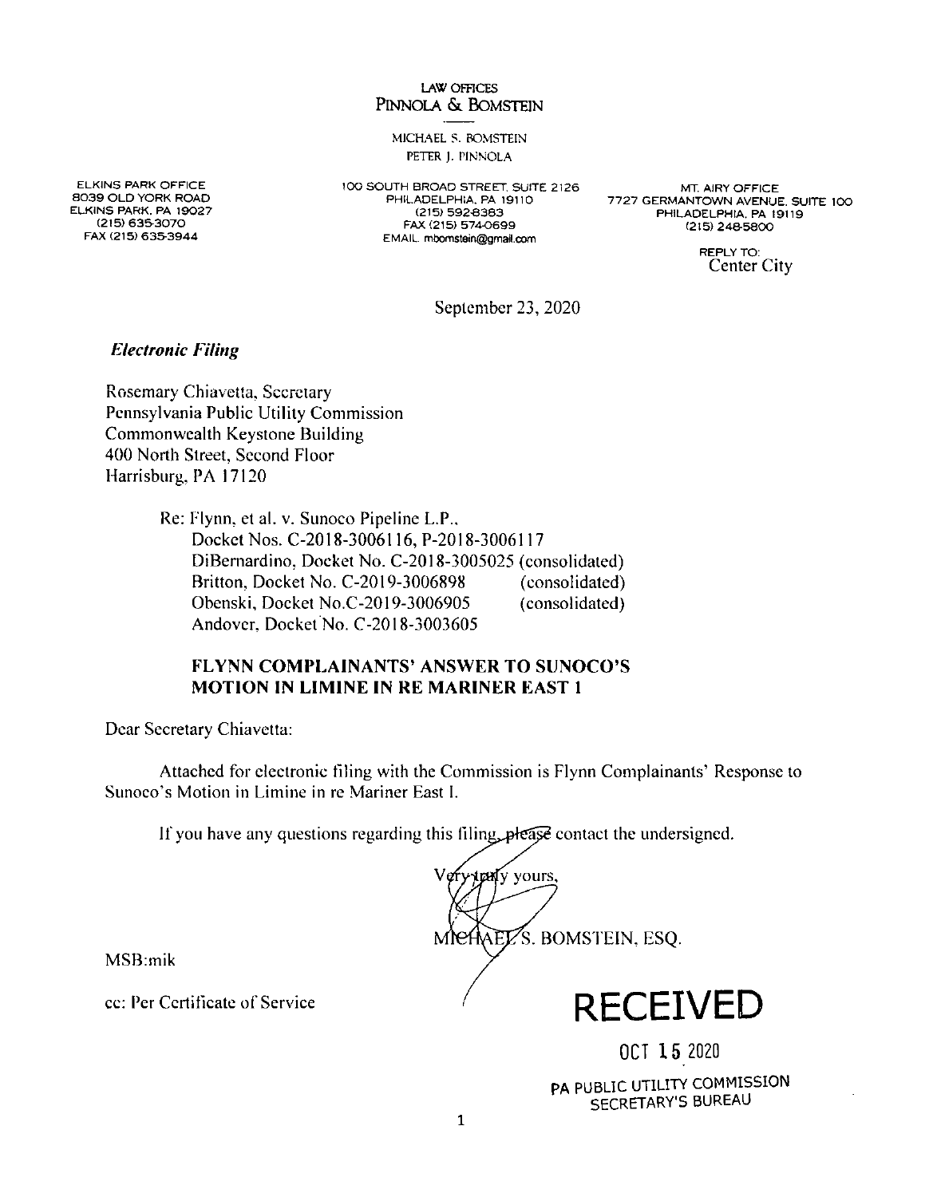LAW OFFICES
PINNOLA & BOMSTEIN

MICHAEL S. BOMSTEIN
PETER J. PINNOLA

ELKINS PARK OFFICE
8039 OLD YORK ROAD
ELKINS PARK, PA 19027
(215) 635-3070
FAX (215) 635-3944

100 SOUTH BROAD STREET, SUITE 2126
PHILADELPHIA, PA 19110
(215) 592-8383
FAX (215) 574-0699
EMAIL: mbomstein@gmail.com

MT. AIRY OFFICE
7727 GERMANTOWN AVENUE, SUITE 100
PHILADELPHIA, PA 19119
(215) 248-5800

REPLY TO:
Center City

September 23, 2020

***Electronic Filing***

Rosemary Chiavetta, Secretary
Pennsylvania Public Utility Commission
Commonwealth Keystone Building
400 North Street, Second Floor
Harrisburg, PA 17120

Re: Flynn, et al. v. Sunoco Pipeline L.P.,
Docket Nos. C-2018-3006116, P-2018-3006117
DiBernardino, Docket No. C-2018-3005025 (consolidated)
Britton, Docket No. C-2019-3006898 (consolidated)
Obenski, Docket No.C-2019-3006905 (consolidated)
Andover, Docket No. C-2018-3003605

**FLYNN COMPLAINANTS' ANSWER TO SUNOCO'S MOTION IN LIMINE IN RE MARINER EAST 1**

Dear Secretary Chiavetta:

Attached for electronic filing with the Commission is Flynn Complainants' Response to Sunoco's Motion in Limine in re Mariner East I.

If you have any questions regarding this filing, please contact the undersigned.

Very truly yours,

MICHAEL S. BOMSTEIN, ESQ.

MSB:mik

cc: Per Certificate of Service

RECEIVED

OCT 15 2020

PA PUBLIC UTILITY COMMISSION
SECRETARY'S BUREAU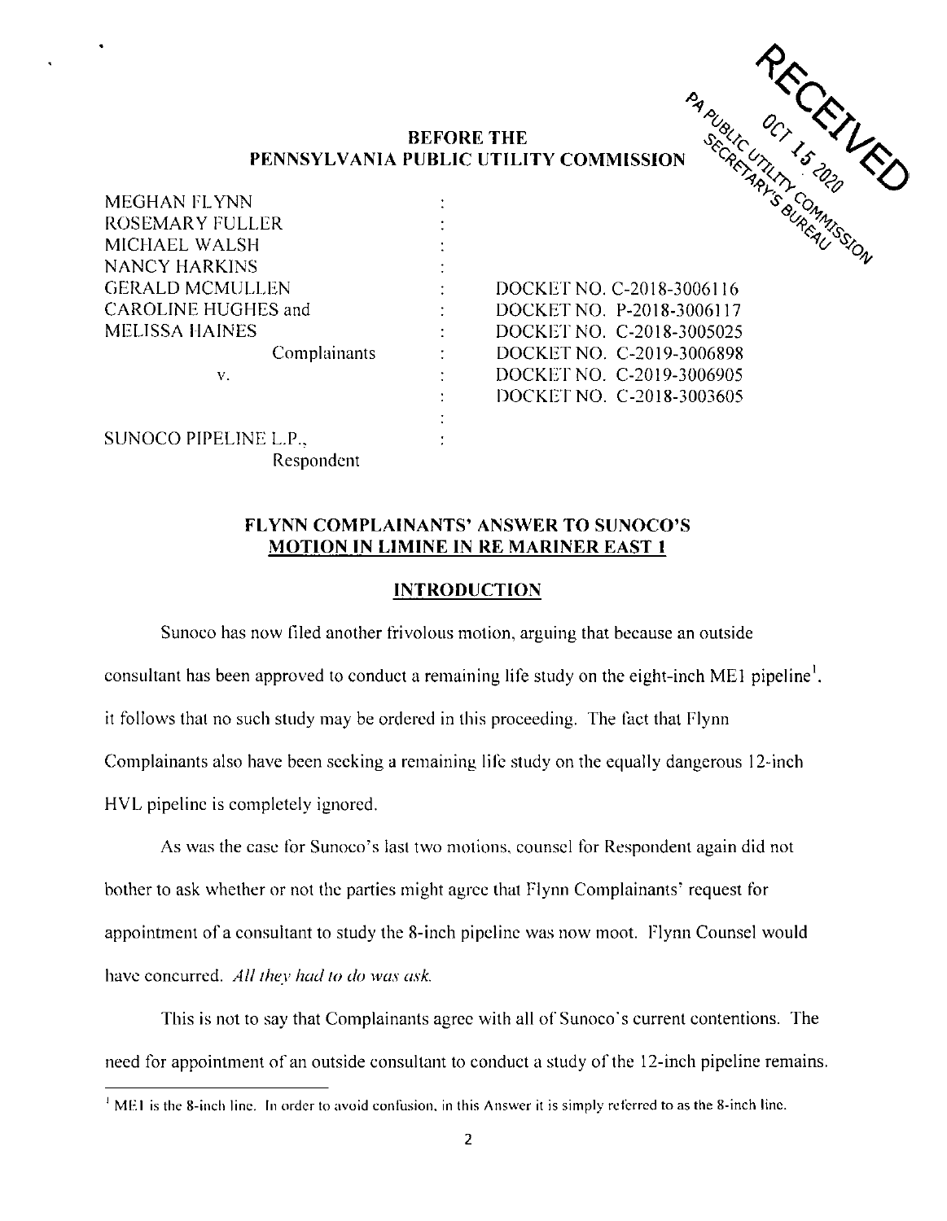**BEFORE THE**
**PENNSYLVANIA PUBLIC UTILITY COMMISSION**

RECEIVED
OCT 15 2020
PA PUBLIC UTILITY COMMISSION
SECRETARY'S BUREAU

| | | |
|---|---|---|
| MEGHAN FLYNN | : | |
| ROSEMARY FULLER | : | |
| MICHAEL WALSH | : | |
| NANCY HARKINS | : | |
| GERALD MCMULLEN | : | DOCKET NO. C-2018-3006116 |
| CAROLINE HUGHES and | : | DOCKET NO. P-2018-3006117 |
| MELISSA HAINES | : | DOCKET NO. C-2018-3005025 |
| Complainants | : | DOCKET NO. C-2019-3006898 |
| v. | : | DOCKET NO. C-2019-3006905 |
| | : | DOCKET NO. C-2018-3003605 |
| | : | |
| SUNOCO PIPELINE L.P., | : | |
| Respondent | | |

## FLYNN COMPLAINANTS' ANSWER TO SUNOCO'S MOTION IN LIMINE IN RE MARINER EAST 1

### INTRODUCTION

Sunoco has now filed another frivolous motion, arguing that because an outside consultant has been approved to conduct a remaining life study on the eight-inch ME1 pipeline[1], it follows that no such study may be ordered in this proceeding. The fact that Flynn Complainants also have been seeking a remaining life study on the equally dangerous 12-inch HVL pipeline is completely ignored.

As was the case for Sunoco's last two motions, counsel for Respondent again did not bother to ask whether or not the parties might agree that Flynn Complainants' request for appointment of a consultant to study the 8-inch pipeline was now moot. Flynn Counsel would have concurred. *All they had to do was ask.*

This is not to say that Complainants agree with all of Sunoco's current contentions. The need for appointment of an outside consultant to conduct a study of the 12-inch pipeline remains.

[1] ME1 is the 8-inch line. In order to avoid confusion, in this Answer it is simply referred to as the 8-inch line.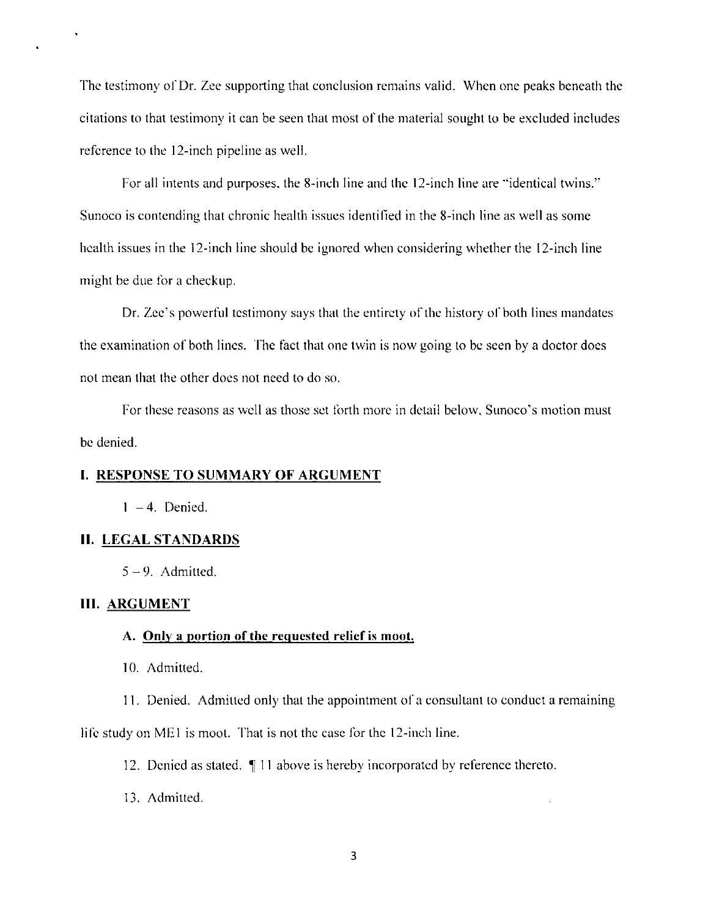The testimony of Dr. Zee supporting that conclusion remains valid. When one peaks beneath the citations to that testimony it can be seen that most of the material sought to be excluded includes reference to the 12-inch pipeline as well.

For all intents and purposes, the 8-inch line and the 12-inch line are "identical twins." Sunoco is contending that chronic health issues identified in the 8-inch line as well as some health issues in the 12-inch line should be ignored when considering whether the 12-inch line might be due for a checkup.

Dr. Zee's powerful testimony says that the entirety of the history of both lines mandates the examination of both lines. The fact that one twin is now going to be seen by a doctor does not mean that the other does not need to do so.

For these reasons as well as those set forth more in detail below, Sunoco's motion must be denied.

## I. <u>RESPONSE TO SUMMARY OF ARGUMENT</u>

1 – 4. Denied.

## II. <u>LEGAL STANDARDS</u>

5 – 9. Admitted.

## III. <u>ARGUMENT</u>

### A. <u>Only a portion of the requested relief is moot.</u>

10. Admitted.

11. Denied. Admitted only that the appointment of a consultant to conduct a remaining life study on ME1 is moot. That is not the case for the 12-inch line.

12. Denied as stated. ¶ 11 above is hereby incorporated by reference thereto.

13. Admitted.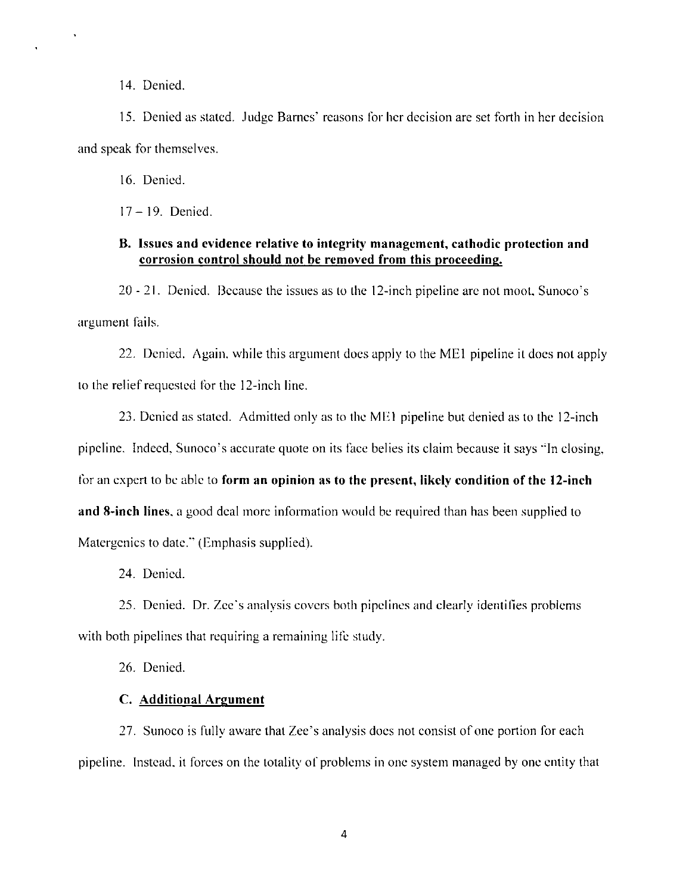14. Denied.

15. Denied as stated. Judge Barnes' reasons for her decision are set forth in her decision and speak for themselves.

16. Denied.

17 – 19. Denied.

### B. Issues and evidence relative to integrity management, cathodic protection and corrosion control should not be removed from this proceeding.

20 - 21. Denied. Because the issues as to the 12-inch pipeline are not moot, Sunoco's argument fails.

22. Denied. Again, while this argument does apply to the ME1 pipeline it does not apply to the relief requested for the 12-inch line.

23. Denied as stated. Admitted only as to the ME1 pipeline but denied as to the 12-inch pipeline. Indeed, Sunoco's accurate quote on its face belies its claim because it says "In closing, for an expert to be able to **form an opinion as to the present, likely condition of the 12-inch and 8-inch lines**, a good deal more information would be required than has been supplied to Matergenics to date." (Emphasis supplied).

24. Denied.

25. Denied. Dr. Zee's analysis covers both pipelines and clearly identifies problems with both pipelines that requiring a remaining life study.

26. Denied.

### C. Additional Argument

27. Sunoco is fully aware that Zee's analysis does not consist of one portion for each pipeline. Instead, it forces on the totality of problems in one system managed by one entity that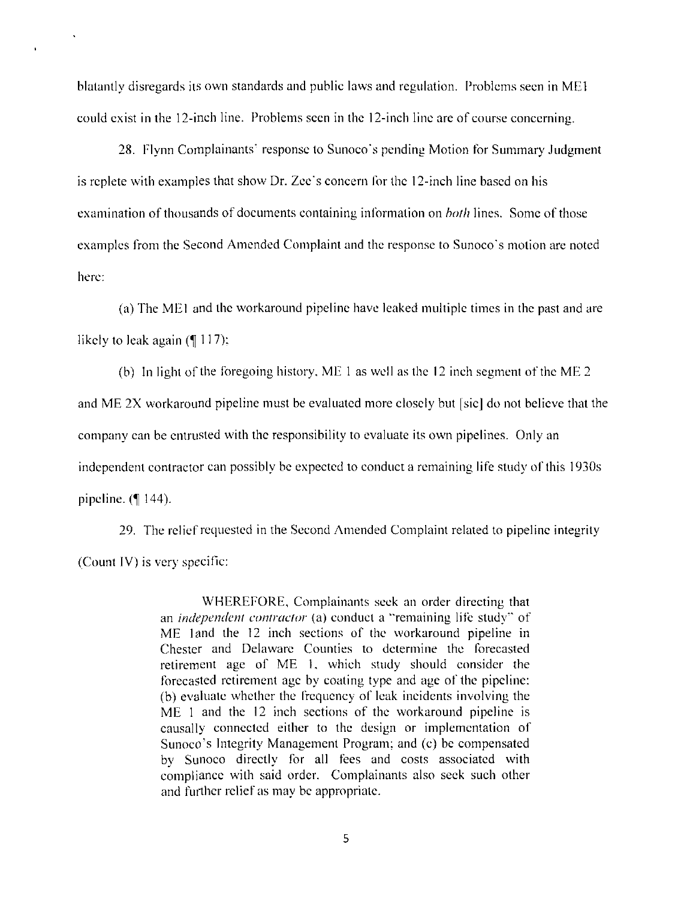blatantly disregards its own standards and public laws and regulation. Problems seen in ME1 could exist in the 12-inch line. Problems seen in the 12-inch line are of course concerning.

28. Flynn Complainants' response to Sunoco's pending Motion for Summary Judgment is replete with examples that show Dr. Zee's concern for the 12-inch line based on his examination of thousands of documents containing information on *both* lines. Some of those examples from the Second Amended Complaint and the response to Sunoco's motion are noted here:

(a) The ME1 and the workaround pipeline have leaked multiple times in the past and are likely to leak again (¶ 117);

(b) In light of the foregoing history, ME 1 as well as the 12 inch segment of the ME 2 and ME 2X workaround pipeline must be evaluated more closely but [sic] do not believe that the company can be entrusted with the responsibility to evaluate its own pipelines. Only an independent contractor can possibly be expected to conduct a remaining life study of this 1930s pipeline. (¶ 144).

29. The relief requested in the Second Amended Complaint related to pipeline integrity (Count IV) is very specific:

> WHEREFORE, Complainants seek an order directing that an *independent contractor* (a) conduct a "remaining life study" of ME 1and the 12 inch sections of the workaround pipeline in Chester and Delaware Counties to determine the forecasted retirement age of ME 1, which study should consider the forecasted retirement age by coating type and age of the pipeline; (b) evaluate whether the frequency of leak incidents involving the ME 1 and the 12 inch sections of the workaround pipeline is causally connected either to the design or implementation of Sunoco's Integrity Management Program; and (c) be compensated by Sunoco directly for all fees and costs associated with compliance with said order. Complainants also seek such other and further relief as may be appropriate.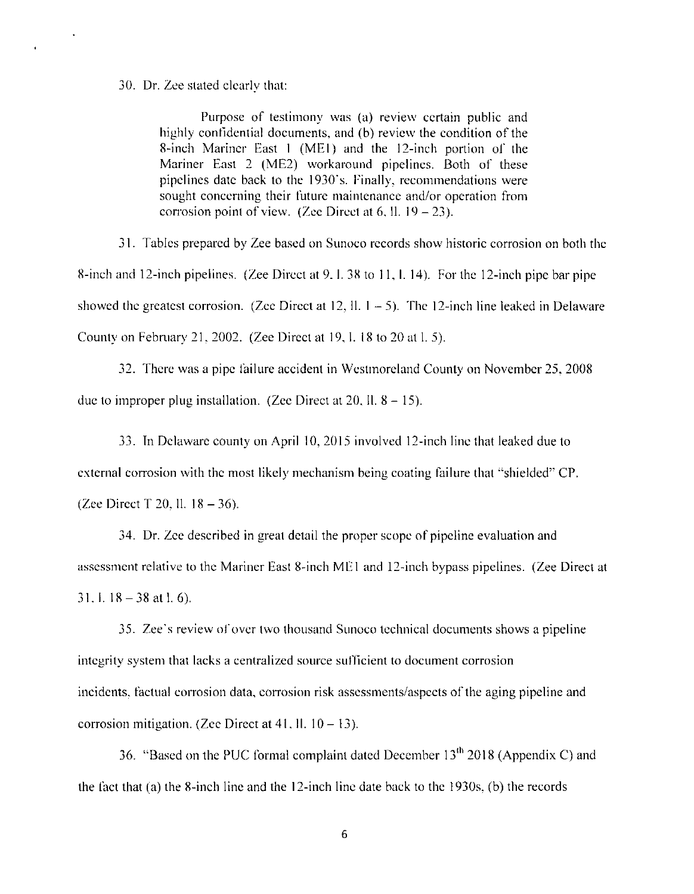30. Dr. Zee stated clearly that:

> Purpose of testimony was (a) review certain public and highly confidential documents, and (b) review the condition of the 8-inch Mariner East 1 (ME1) and the 12-inch portion of the Mariner East 2 (ME2) workaround pipelines. Both of these pipelines date back to the 1930's. Finally, recommendations were sought concerning their future maintenance and/or operation from corrosion point of view. (Zee Direct at 6, ll. 19 – 23).

31. Tables prepared by Zee based on Sunoco records show historic corrosion on both the 8-inch and 12-inch pipelines. (Zee Direct at 9, l. 38 to 11, l. 14). For the 12-inch pipe bar pipe showed the greatest corrosion. (Zee Direct at 12, ll. 1 – 5). The 12-inch line leaked in Delaware County on February 21, 2002. (Zee Direct at 19, l. 18 to 20 at l. 5).

32. There was a pipe failure accident in Westmoreland County on November 25, 2008 due to improper plug installation. (Zee Direct at 20, ll. 8 – 15).

33. In Delaware county on April 10, 2015 involved 12-inch line that leaked due to external corrosion with the most likely mechanism being coating failure that "shielded" CP. (Zee Direct T 20, ll. 18 – 36).

34. Dr. Zee described in great detail the proper scope of pipeline evaluation and assessment relative to the Mariner East 8-inch ME1 and 12-inch bypass pipelines. (Zee Direct at 31, l. 18 – 38 at l. 6).

35. Zee's review of over two thousand Sunoco technical documents shows a pipeline integrity system that lacks a centralized source sufficient to document corrosion incidents, factual corrosion data, corrosion risk assessments/aspects of the aging pipeline and corrosion mitigation. (Zee Direct at 41, ll. 10 – 13).

36. "Based on the PUC formal complaint dated December 13th 2018 (Appendix C) and the fact that (a) the 8-inch line and the 12-inch line date back to the 1930s, (b) the records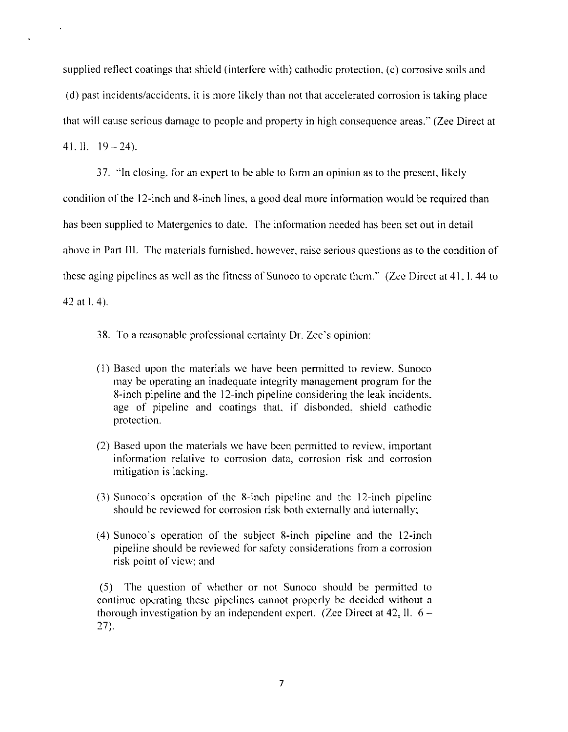supplied reflect coatings that shield (interfere with) cathodic protection, (c) corrosive soils and (d) past incidents/accidents, it is more likely than not that accelerated corrosion is taking place that will cause serious damage to people and property in high consequence areas." (Zee Direct at 41, ll. 19 – 24).

37. "In closing, for an expert to be able to form an opinion as to the present, likely condition of the 12-inch and 8-inch lines, a good deal more information would be required than has been supplied to Matergenics to date. The information needed has been set out in detail above in Part III. The materials furnished, however, raise serious questions as to the condition of these aging pipelines as well as the fitness of Sunoco to operate them." (Zee Direct at 41, l. 44 to 42 at l. 4).

38. To a reasonable professional certainty Dr. Zee's opinion:

> (1) Based upon the materials we have been permitted to review, Sunoco may be operating an inadequate integrity management program for the 8-inch pipeline and the 12-inch pipeline considering the leak incidents, age of pipeline and coatings that, if disbonded, shield cathodic protection.
>
> (2) Based upon the materials we have been permitted to review, important information relative to corrosion data, corrosion risk and corrosion mitigation is lacking.
>
> (3) Sunoco's operation of the 8-inch pipeline and the 12-inch pipeline should be reviewed for corrosion risk both externally and internally;
>
> (4) Sunoco's operation of the subject 8-inch pipeline and the 12-inch pipeline should be reviewed for safety considerations from a corrosion risk point of view; and
>
> (5) The question of whether or not Sunoco should be permitted to continue operating these pipelines cannot properly be decided without a thorough investigation by an independent expert. (Zee Direct at 42, ll. 6 – 27).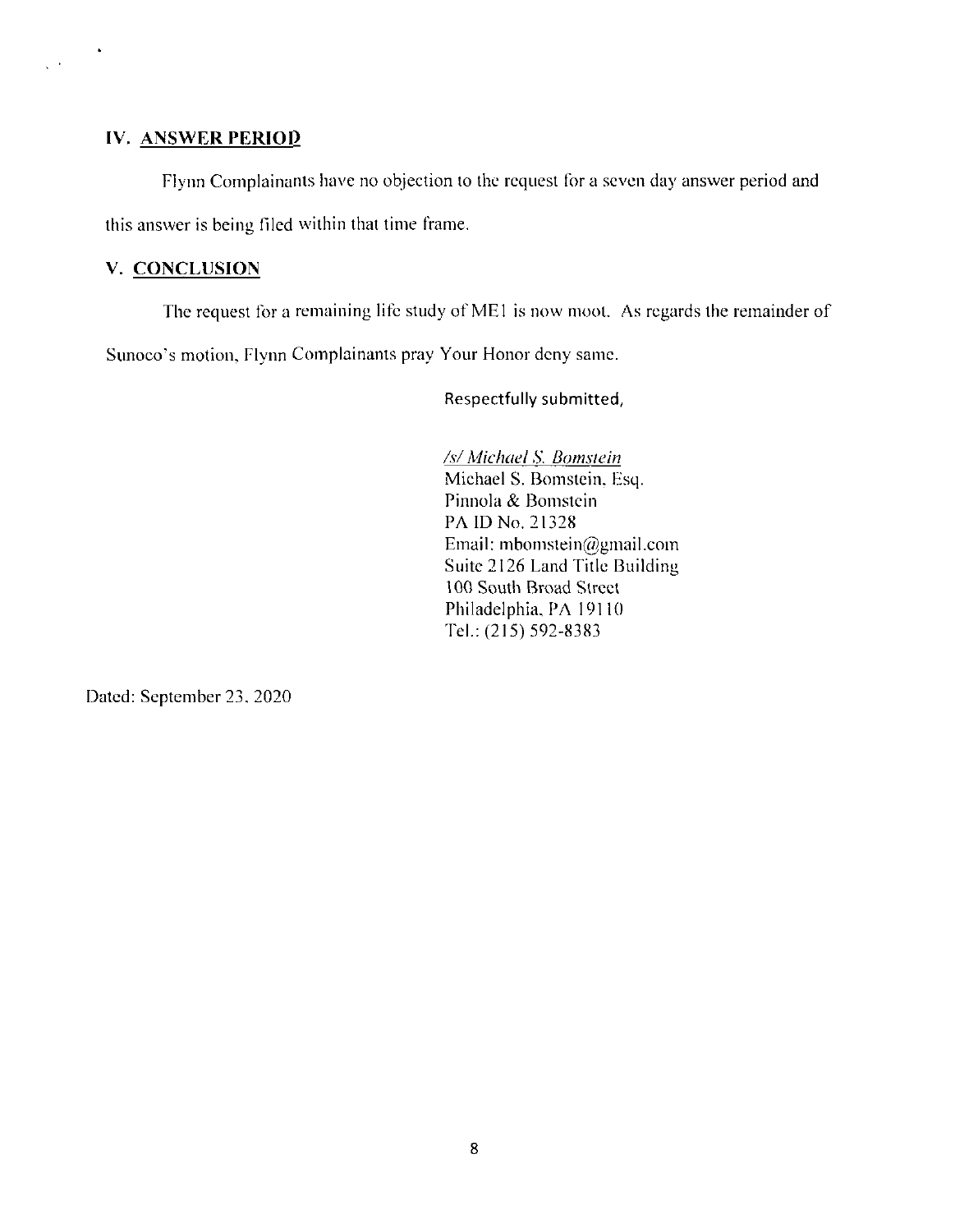## IV. ANSWER PERIOD

Flynn Complainants have no objection to the request for a seven day answer period and this answer is being filed within that time frame.

## V. CONCLUSION

The request for a remaining life study of ME1 is now moot. As regards the remainder of Sunoco's motion, Flynn Complainants pray Your Honor deny same.

Respectfully submitted,

*/s/ Michael S. Bomstein*
Michael S. Bomstein, Esq.
Pinnola & Bomstein
PA ID No. 21328
Email: mbomstein@gmail.com
Suite 2126 Land Title Building
100 South Broad Street
Philadelphia, PA 19110
Tel.: (215) 592-8383

Dated: September 23, 2020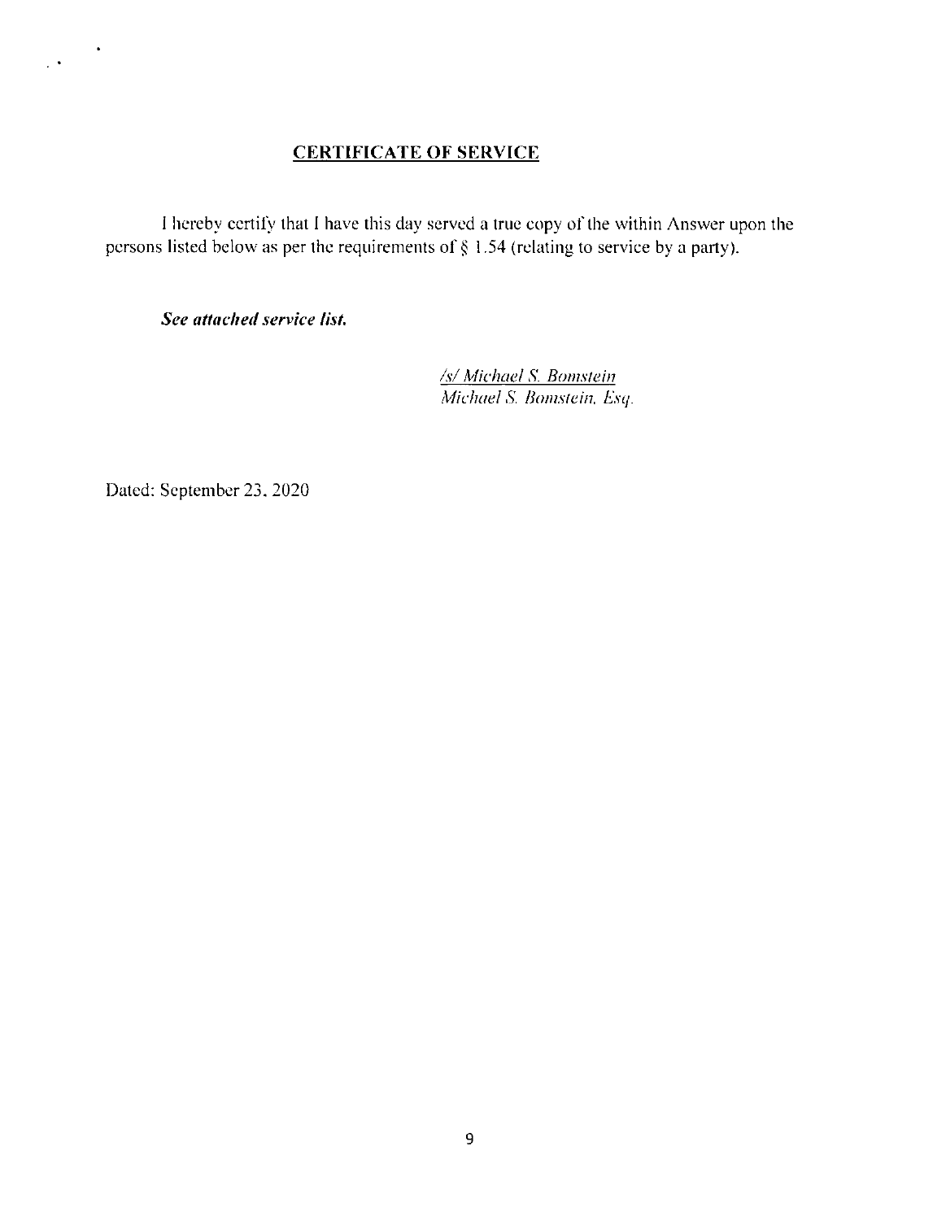## CERTIFICATE OF SERVICE

I hereby certify that I have this day served a true copy of the within Answer upon the persons listed below as per the requirements of § 1.54 (relating to service by a party).

***See attached service list.***

*/s/ Michael S. Bomstein*
*Michael S. Bomstein, Esq.*

Dated: September 23, 2020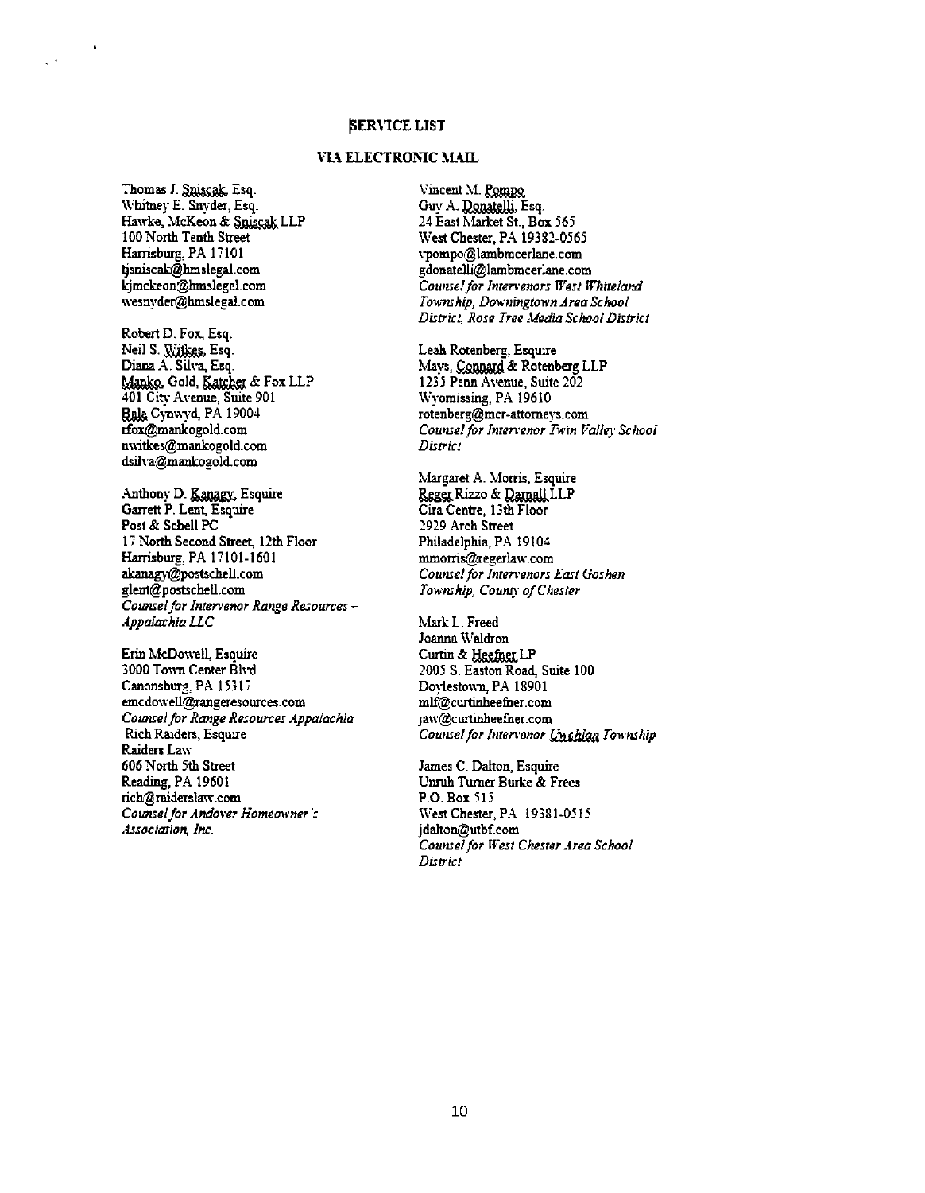# SERVICE LIST

## VIA ELECTRONIC MAIL

Thomas J. Sniscak, Esq.
Whitney E. Snyder, Esq.
Hawke, McKeon & Sniscak LLP
100 North Tenth Street
Harrisburg, PA 17101
tjsniscak@hmslegal.com
kjmckeon@hmslegal.com
wesnyder@hmslegal.com

Robert D. Fox, Esq.
Neil S. Witkes, Esq.
Diana A. Silva, Esq.
Manko, Gold, Katcher & Fox LLP
401 City Avenue, Suite 901
Bala Cynwyd, PA 19004
rfox@mankogold.com
nwitkes@mankogold.com
dsilva@mankogold.com

Anthony D. Kanagy, Esquire
Garrett P. Lent, Esquire
Post & Schell PC
17 North Second Street, 12th Floor
Harrisburg, PA 17101-1601
akanagy@postschell.com
glent@postschell.com
*Counsel for Intervenor Range Resources – Appalachia LLC*

Erin McDowell, Esquire
3000 Town Center Blvd.
Canonsburg, PA 15317
emcdowell@rangeresources.com
*Counsel for Range Resources Appalachia*

Rich Raiders, Esquire
Raiders Law
606 North 5th Street
Reading, PA 19601
rich@raiderslaw.com
*Counsel for Andover Homeowner's Association, Inc.*

Vincent M. Pompo
Guy A. Donatelli, Esq.
24 East Market St., Box 565
West Chester, PA 19382-0565
vpompo@lambmcerlane.com
gdonatelli@lambmcerlane.com
*Counsel for Intervenors West Whiteland Township, Downingtown Area School District, Rose Tree Media School District*

Leah Rotenberg, Esquire
Mays, Connard & Rotenberg LLP
1235 Penn Avenue, Suite 202
Wyomissing, PA 19610
rotenberg@mcr-attorneys.com
*Counsel for Intervenor Twin Valley School District*

Margaret A. Morris, Esquire
Reger Rizzo & Darnall LLP
Cira Centre, 13th Floor
2929 Arch Street
Philadelphia, PA 19104
mmorris@regerlaw.com
*Counsel for Intervenors East Goshen Township, County of Chester*

Mark L. Freed
Joanna Waldron
Curtin & Heefner LP
2005 S. Easton Road, Suite 100
Doylestown, PA 18901
mlf@curtinheefner.com
jaw@curtinheefner.com
*Counsel for Intervenor Uwchlan Township*

James C. Dalton, Esquire
Unruh Turner Burke & Frees
P.O. Box 515
West Chester, PA 19381-0515
jdalton@utbf.com
*Counsel for West Chester Area School District*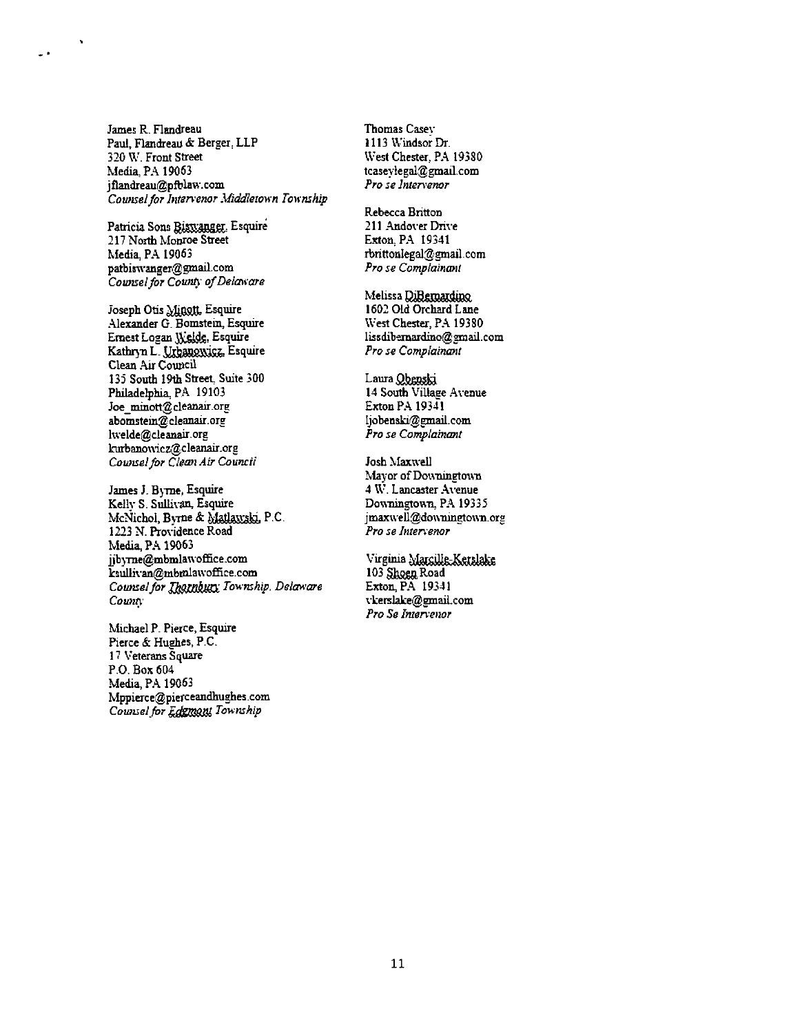James R. Flandreau
Paul, Flandreau & Berger, LLP
320 W. Front Street
Media, PA 19063
jflandreau@pfblaw.com
*Counsel for Intervenor Middletown Township*

Patricia Sons Biswanger, Esquire
217 North Monroe Street
Media, PA 19063
patbiswanger@gmail.com
*Counsel for County of Delaware*

Joseph Otis Minott, Esquire
Alexander G. Bomstein, Esquire
Ernest Logan Welde, Esquire
Kathryn L. Urbanowicz, Esquire
Clean Air Council
135 South 19th Street, Suite 300
Philadelphia, PA 19103
Joe_minott@cleanair.org
abomstein@cleanair.org
lwelde@cleanair.org
kurbanowicz@cleanair.org
*Counsel for Clean Air Council*

James J. Byrne, Esquire
Kelly S. Sullivan, Esquire
McNichol, Byrne & Matlawski, P.C.
1223 N. Providence Road
Media, PA 19063
jjbyrne@mbmlawoffice.com
ksullivan@mbmlawoffice.com
*Counsel for Thornbury Township, Delaware County*

Michael P. Pierce, Esquire
Pierce & Hughes, P.C.
17 Veterans Square
P.O. Box 604
Media, PA 19063
Mppierce@pierceandhughes.com
*Counsel for Edgmont Township*

Thomas Casey
1113 Windsor Dr.
West Chester, PA 19380
tcaseylegal@gmail.com
*Pro se Intervenor*

Rebecca Britton
211 Andover Drive
Exton, PA 19341
rbrittonlegal@gmail.com
*Pro se Complainant*

Melissa DiBernardino
1602 Old Orchard Lane
West Chester, PA 19380
lissdibernardino@gmail.com
*Pro se Complainant*

Laura Obenski
14 South Village Avenue
Exton PA 19341
ljobenski@gmail.com
*Pro se Complainant*

Josh Maxwell
Mayor of Downingtown
4 W. Lancaster Avenue
Downingtown, PA 19335
jmaxwell@downingtown.org
*Pro se Intervenor*

Virginia Marcille-Kerslake
103 Shoen Road
Exton, PA 19341
vkerslake@gmail.com
*Pro Se Intervenor*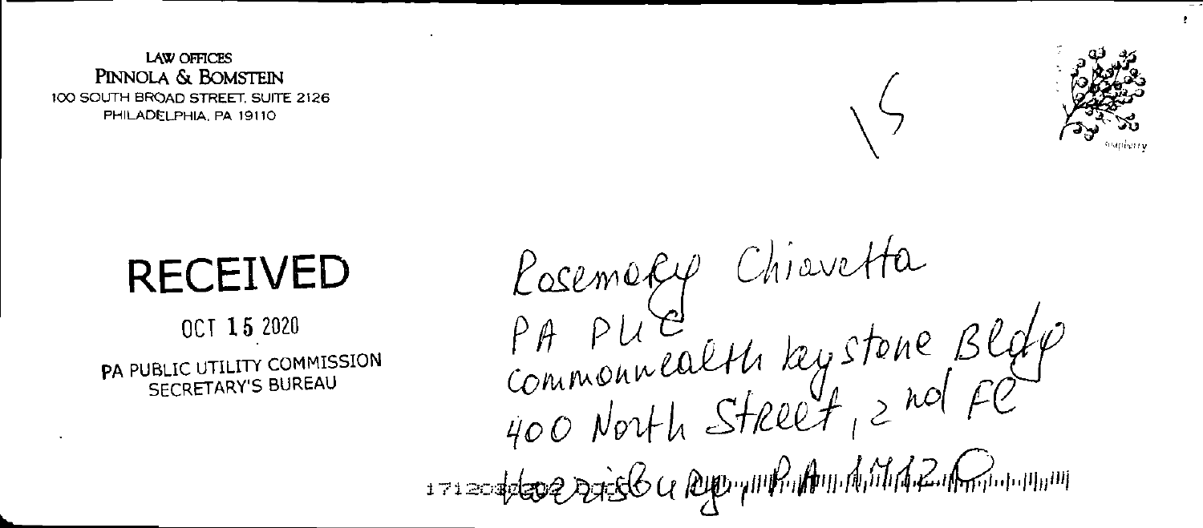LAW OFFICES
PINNOLA & BOMSTEIN
100 SOUTH BROAD STREET, SUITE 2126
PHILADELPHIA, PA 19110

# RECEIVED

OCT 15 2020

PA PUBLIC UTILITY COMMISSION
SECRETARY'S BUREAU

Rosemary Chiavetta
PA PUC
Commonwealth Keystone Bldg
400 North Street, 2nd Fl
Harrisburg PA 17120